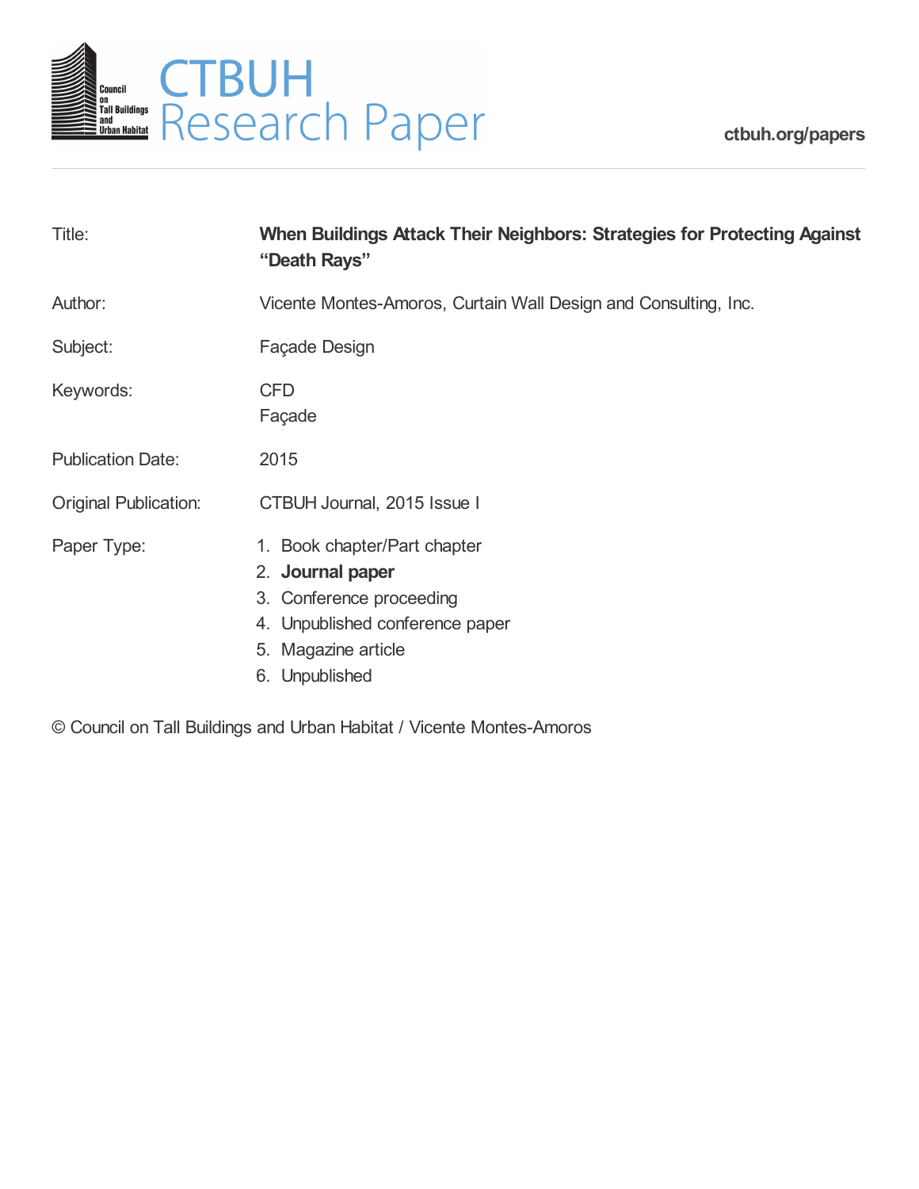# CTBUH Research Paper

ctbuh.org/papers

| | |
|---|---|
| Title: | **When Buildings Attack Their Neighbors: Strategies for Protecting Against "Death Rays"** |
| Author: | Vicente Montes-Amoros, Curtain Wall Design and Consulting, Inc. |
| Subject: | Façade Design |
| Keywords: | CFD<br>Façade |
| Publication Date: | 2015 |
| Original Publication: | CTBUH Journal, 2015 Issue I |
| Paper Type: | 1. Book chapter/Part chapter<br>2. **Journal paper**<br>3. Conference proceeding<br>4. Unpublished conference paper<br>5. Magazine article<br>6. Unpublished |

© Council on Tall Buildings and Urban Habitat / Vicente Montes-Amoros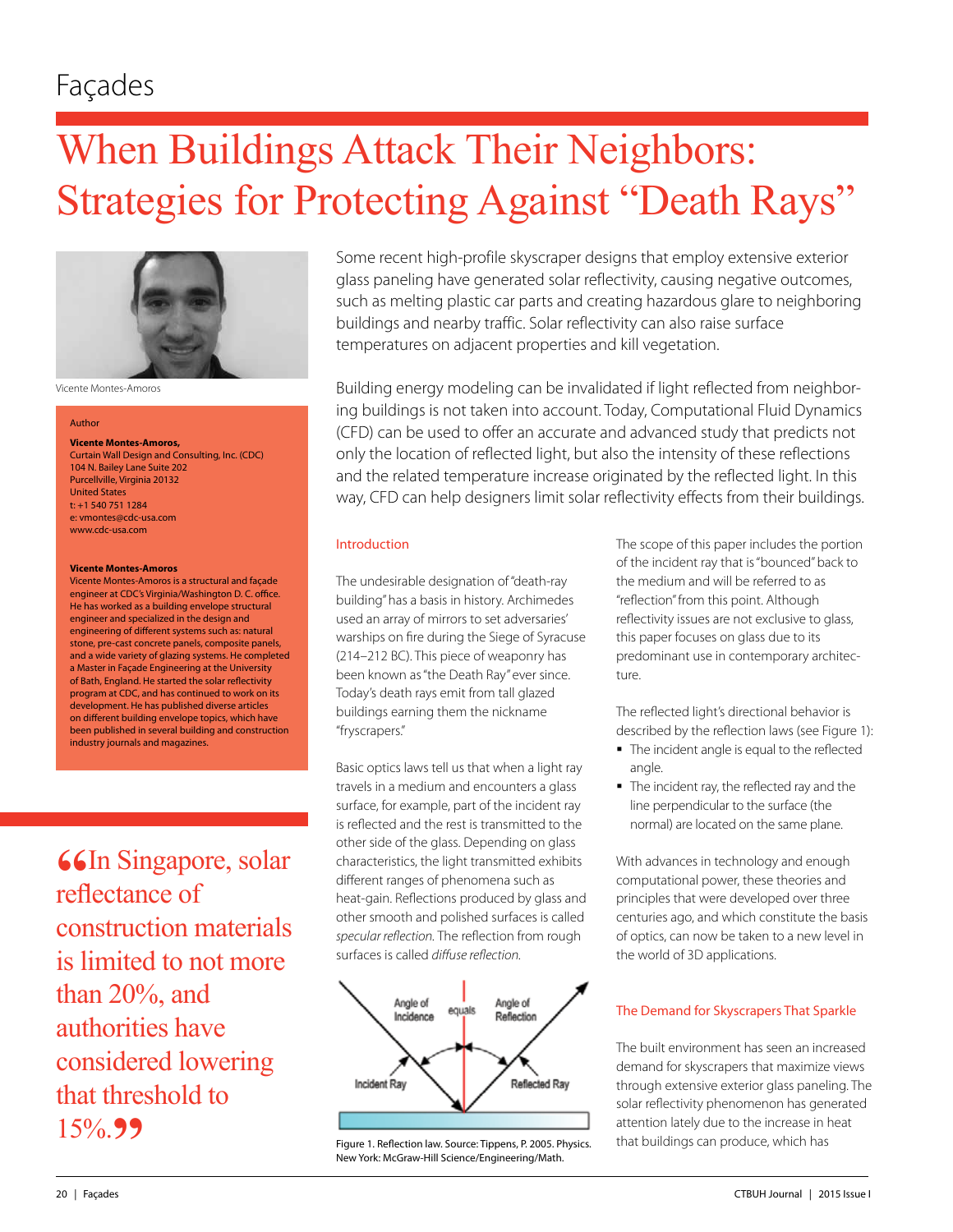Façades

# When Buildings Attack Their Neighbors: Strategies for Protecting Against "Death Rays"

Vicente Montes-Amoros

Author

**Vicente Montes-Amoros,**
Curtain Wall Design and Consulting, Inc. (CDC)
104 N. Bailey Lane Suite 202
Purcellville, Virginia 20132
United States
t: +1 540 751 1284
e: vmontes@cdc-usa.com
www.cdc-usa.com

**Vicente Montes-Amoros**
Vicente Montes-Amoros is a structural and façade engineer at CDC's Virginia/Washington D. C. office. He has worked as a building envelope structural engineer and specialized in the design and engineering of different systems such as: natural stone, pre-cast concrete panels, composite panels, and a wide variety of glazing systems. He completed a Master in Façade Engineering at the University of Bath, England. He started the solar reflectivity program at CDC, and has continued to work on its development. He has published diverse articles on different building envelope topics, which have been published in several building and construction industry journals and magazines.

"In Singapore, solar reflectance of construction materials is limited to not more than 20%, and authorities have considered lowering that threshold to 15%."

Some recent high-profile skyscraper designs that employ extensive exterior glass paneling have generated solar reflectivity, causing negative outcomes, such as melting plastic car parts and creating hazardous glare to neighboring buildings and nearby traffic. Solar reflectivity can also raise surface temperatures on adjacent properties and kill vegetation.

Building energy modeling can be invalidated if light reflected from neighboring buildings is not taken into account. Today, Computational Fluid Dynamics (CFD) can be used to offer an accurate and advanced study that predicts not only the location of reflected light, but also the intensity of these reflections and the related temperature increase originated by the reflected light. In this way, CFD can help designers limit solar reflectivity effects from their buildings.

## Introduction

The undesirable designation of "death-ray building" has a basis in history. Archimedes used an array of mirrors to set adversaries' warships on fire during the Siege of Syracuse (214–212 BC). This piece of weaponry has been known as "the Death Ray" ever since. Today's death rays emit from tall glazed buildings earning them the nickname "fryscrapers."

Basic optics laws tell us that when a light ray travels in a medium and encounters a glass surface, for example, part of the incident ray is reflected and the rest is transmitted to the other side of the glass. Depending on glass characteristics, the light transmitted exhibits different ranges of phenomena such as heat-gain. Reflections produced by glass and other smooth and polished surfaces is called *specular reflection*. The reflection from rough surfaces is called *diffuse reflection*.

Figure 1. Reflection law. Source: Tippens, P. 2005. Physics. New York: McGraw-Hill Science/Engineering/Math.

The scope of this paper includes the portion of the incident ray that is "bounced" back to the medium and will be referred to as "reflection" from this point. Although reflectivity issues are not exclusive to glass, this paper focuses on glass due to its predominant use in contemporary architecture.

The reflected light's directional behavior is described by the reflection laws (see Figure 1):

- The incident angle is equal to the reflected angle.
- The incident ray, the reflected ray and the line perpendicular to the surface (the normal) are located on the same plane.

With advances in technology and enough computational power, these theories and principles that were developed over three centuries ago, and which constitute the basis of optics, can now be taken to a new level in the world of 3D applications.

## The Demand for Skyscrapers That Sparkle

The built environment has seen an increased demand for skyscrapers that maximize views through extensive exterior glass paneling. The solar reflectivity phenomenon has generated attention lately due to the increase in heat that buildings can produce, which has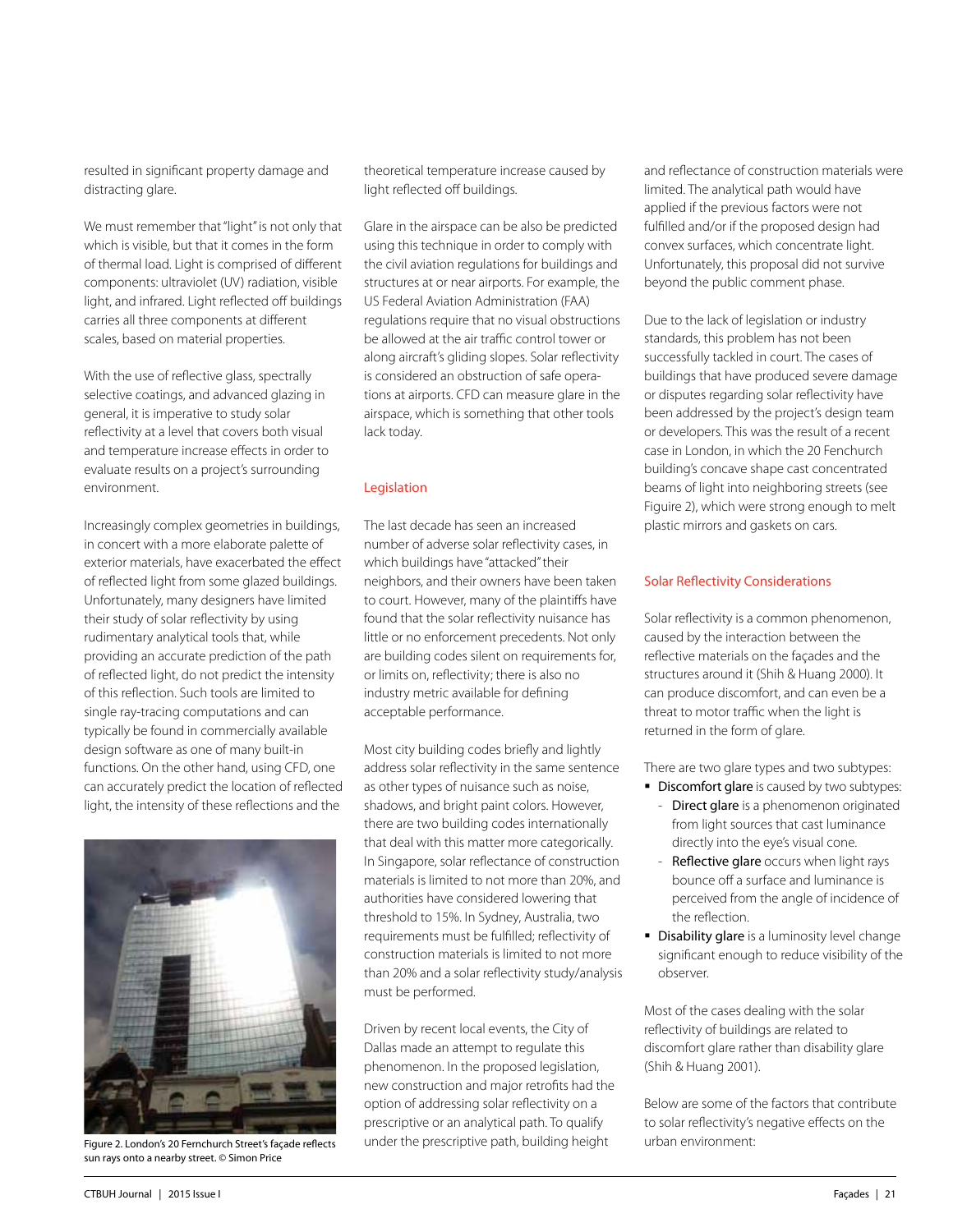resulted in significant property damage and distracting glare.

We must remember that "light" is not only that which is visible, but that it comes in the form of thermal load. Light is comprised of different components: ultraviolet (UV) radiation, visible light, and infrared. Light reflected off buildings carries all three components at different scales, based on material properties.

With the use of reflective glass, spectrally selective coatings, and advanced glazing in general, it is imperative to study solar reflectivity at a level that covers both visual and temperature increase effects in order to evaluate results on a project's surrounding environment.

Increasingly complex geometries in buildings, in concert with a more elaborate palette of exterior materials, have exacerbated the effect of reflected light from some glazed buildings. Unfortunately, many designers have limited their study of solar reflectivity by using rudimentary analytical tools that, while providing an accurate prediction of the path of reflected light, do not predict the intensity of this reflection. Such tools are limited to single ray-tracing computations and can typically be found in commercially available design software as one of many built-in functions. On the other hand, using CFD, one can accurately predict the location of reflected light, the intensity of these reflections and the theoretical temperature increase caused by light reflected off buildings.

Figure 2. London's 20 Fernchurch Street's façade reflects sun rays onto a nearby street. © Simon Price

Glare in the airspace can be also be predicted using this technique in order to comply with the civil aviation regulations for buildings and structures at or near airports. For example, the US Federal Aviation Administration (FAA) regulations require that no visual obstructions be allowed at the air traffic control tower or along aircraft's gliding slopes. Solar reflectivity is considered an obstruction of safe operations at airports. CFD can measure glare in the airspace, which is something that other tools lack today.

## Legislation

The last decade has seen an increased number of adverse solar reflectivity cases, in which buildings have "attacked" their neighbors, and their owners have been taken to court. However, many of the plaintiffs have found that the solar reflectivity nuisance has little or no enforcement precedents. Not only are building codes silent on requirements for, or limits on, reflectivity; there is also no industry metric available for defining acceptable performance.

Most city building codes briefly and lightly address solar reflectivity in the same sentence as other types of nuisance such as noise, shadows, and bright paint colors. However, there are two building codes internationally that deal with this matter more categorically. In Singapore, solar reflectance of construction materials is limited to not more than 20%, and authorities have considered lowering that threshold to 15%. In Sydney, Australia, two requirements must be fulfilled; reflectivity of construction materials is limited to not more than 20% and a solar reflectivity study/analysis must be performed.

Driven by recent local events, the City of Dallas made an attempt to regulate this phenomenon. In the proposed legislation, new construction and major retrofits had the option of addressing solar reflectivity on a prescriptive or an analytical path. To qualify under the prescriptive path, building height and reflectance of construction materials were limited. The analytical path would have applied if the previous factors were not fulfilled and/or if the proposed design had convex surfaces, which concentrate light. Unfortunately, this proposal did not survive beyond the public comment phase.

Due to the lack of legislation or industry standards, this problem has not been successfully tackled in court. The cases of buildings that have produced severe damage or disputes regarding solar reflectivity have been addressed by the project's design team or developers. This was the result of a recent case in London, in which the 20 Fenchurch building's concave shape cast concentrated beams of light into neighboring streets (see Figuire 2), which were strong enough to melt plastic mirrors and gaskets on cars.

## Solar Reflectivity Considerations

Solar reflectivity is a common phenomenon, caused by the interaction between the reflective materials on the façades and the structures around it (Shih & Huang 2000). It can produce discomfort, and can even be a threat to motor traffic when the light is returned in the form of glare.

There are two glare types and two subtypes:

- **Discomfort glare** is caused by two subtypes:
  - **Direct glare** is a phenomenon originated from light sources that cast luminance directly into the eye's visual cone.
  - **Reflective glare** occurs when light rays bounce off a surface and luminance is perceived from the angle of incidence of the reflection.
- **Disability glare** is a luminosity level change significant enough to reduce visibility of the observer.

Most of the cases dealing with the solar reflectivity of buildings are related to discomfort glare rather than disability glare (Shih & Huang 2001).

Below are some of the factors that contribute to solar reflectivity's negative effects on the urban environment: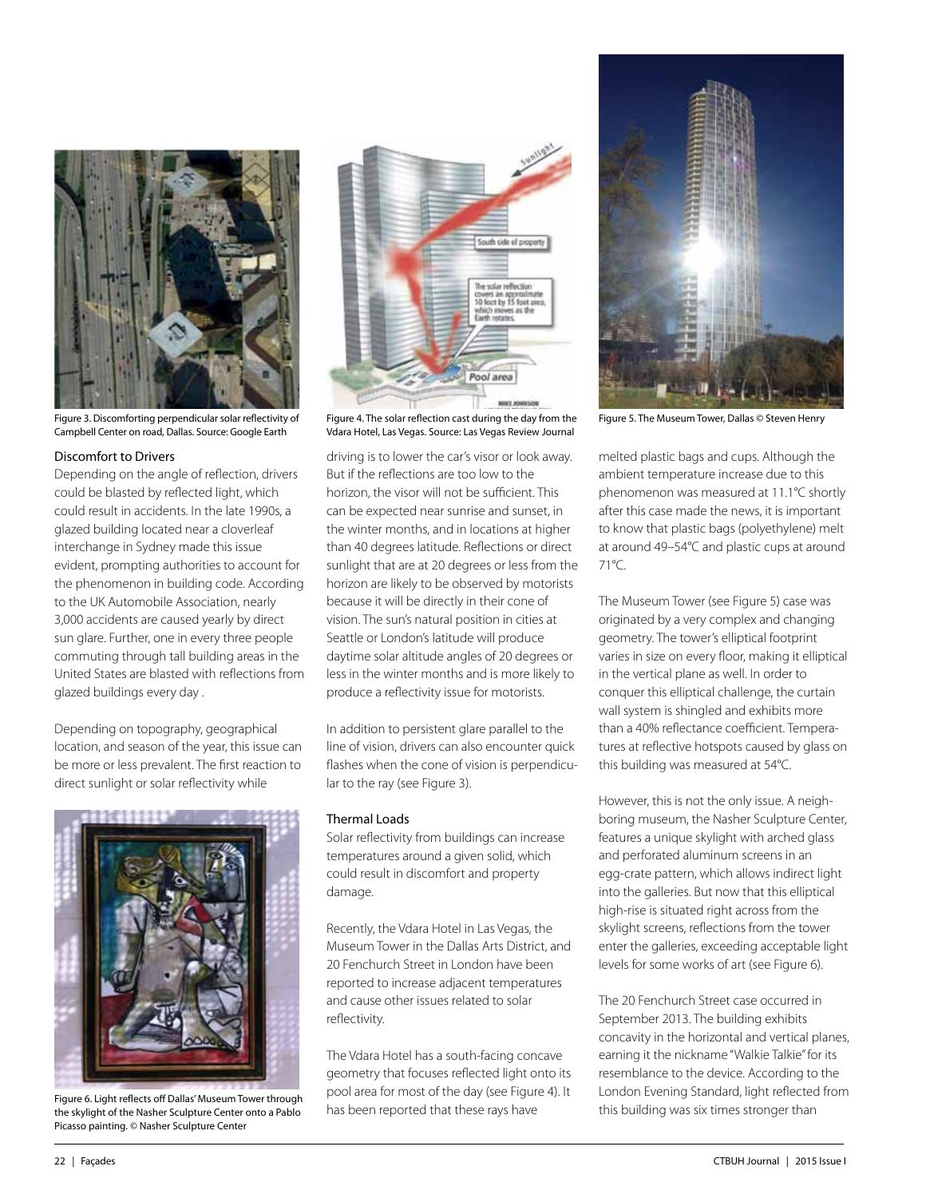Figure 3. Discomforting perpendicular solar reflectivity of Campbell Center on road, Dallas. Source: Google Earth

Figure 4. The solar reflection cast during the day from the Vdara Hotel, Las Vegas. Source: Las Vegas Review Journal

Figure 5. The Museum Tower, Dallas © Steven Henry

### Discomfort to Drivers

Depending on the angle of reflection, drivers could be blasted by reflected light, which could result in accidents. In the late 1990s, a glazed building located near a cloverleaf interchange in Sydney made this issue evident, prompting authorities to account for the phenomenon in building code. According to the UK Automobile Association, nearly 3,000 accidents are caused yearly by direct sun glare. Further, one in every three people commuting through tall building areas in the United States are blasted with reflections from glazed buildings every day .

Depending on topography, geographical location, and season of the year, this issue can be more or less prevalent. The first reaction to direct sunlight or solar reflectivity while driving is to lower the car's visor or look away. But if the reflections are too low to the horizon, the visor will not be sufficient. This can be expected near sunrise and sunset, in the winter months, and in locations at higher than 40 degrees latitude. Reflections or direct sunlight that are at 20 degrees or less from the horizon are likely to be observed by motorists because it will be directly in their cone of vision. The sun's natural position in cities at Seattle or London's latitude will produce daytime solar altitude angles of 20 degrees or less in the winter months and is more likely to produce a reflectivity issue for motorists.

In addition to persistent glare parallel to the line of vision, drivers can also encounter quick flashes when the cone of vision is perpendicular to the ray (see Figure 3).

### Thermal Loads

Solar reflectivity from buildings can increase temperatures around a given solid, which could result in discomfort and property damage.

Recently, the Vdara Hotel in Las Vegas, the Museum Tower in the Dallas Arts District, and 20 Fenchurch Street in London have been reported to increase adjacent temperatures and cause other issues related to solar reflectivity.

The Vdara Hotel has a south-facing concave geometry that focuses reflected light onto its pool area for most of the day (see Figure 4). It has been reported that these rays have melted plastic bags and cups. Although the ambient temperature increase due to this phenomenon was measured at 11.1°C shortly after this case made the news, it is important to know that plastic bags (polyethylene) melt at around 49–54°C and plastic cups at around 71°C.

The Museum Tower (see Figure 5) case was originated by a very complex and changing geometry. The tower's elliptical footprint varies in size on every floor, making it elliptical in the vertical plane as well. In order to conquer this elliptical challenge, the curtain wall system is shingled and exhibits more than a 40% reflectance coefficient. Temperatures at reflective hotspots caused by glass on this building was measured at 54°C.

However, this is not the only issue. A neighboring museum, the Nasher Sculpture Center, features a unique skylight with arched glass and perforated aluminum screens in an egg-crate pattern, which allows indirect light into the galleries. But now that this elliptical high-rise is situated right across from the skylight screens, reflections from the tower enter the galleries, exceeding acceptable light levels for some works of art (see Figure 6).

Figure 6. Light reflects off Dallas' Museum Tower through the skylight of the Nasher Sculpture Center onto a Pablo Picasso painting. © Nasher Sculpture Center

The 20 Fenchurch Street case occurred in September 2013. The building exhibits concavity in the horizontal and vertical planes, earning it the nickname "Walkie Talkie" for its resemblance to the device. According to the London Evening Standard, light reflected from this building was six times stronger than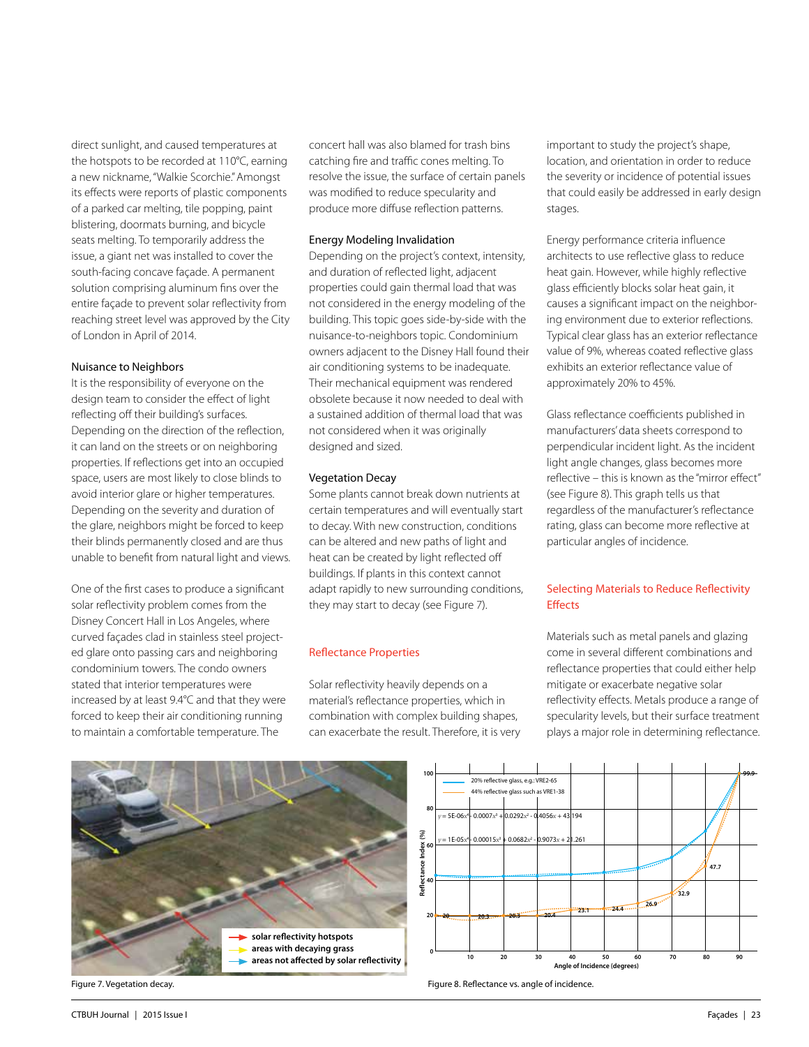direct sunlight, and caused temperatures at the hotspots to be recorded at 110°C, earning a new nickname, "Walkie Scorchie." Amongst its effects were reports of plastic components of a parked car melting, tile popping, paint blistering, doormats burning, and bicycle seats melting. To temporarily address the issue, a giant net was installed to cover the south-facing concave façade. A permanent solution comprising aluminum fins over the entire façade to prevent solar reflectivity from reaching street level was approved by the City of London in April of 2014.

### Nuisance to Neighbors

It is the responsibility of everyone on the design team to consider the effect of light reflecting off their building's surfaces. Depending on the direction of the reflection, it can land on the streets or on neighboring properties. If reflections get into an occupied space, users are most likely to close blinds to avoid interior glare or higher temperatures. Depending on the severity and duration of the glare, neighbors might be forced to keep their blinds permanently closed and are thus unable to benefit from natural light and views.

One of the first cases to produce a significant solar reflectivity problem comes from the Disney Concert Hall in Los Angeles, where curved façades clad in stainless steel projected glare onto passing cars and neighboring condominium towers. The condo owners stated that interior temperatures were increased by at least 9.4°C and that they were forced to keep their air conditioning running to maintain a comfortable temperature. The concert hall was also blamed for trash bins catching fire and traffic cones melting. To resolve the issue, the surface of certain panels was modified to reduce specularity and produce more diffuse reflection patterns.

### Energy Modeling Invalidation

Depending on the project's context, intensity, and duration of reflected light, adjacent properties could gain thermal load that was not considered in the energy modeling of the building. This topic goes side-by-side with the nuisance-to-neighbors topic. Condominium owners adjacent to the Disney Hall found their air conditioning systems to be inadequate. Their mechanical equipment was rendered obsolete because it now needed to deal with a sustained addition of thermal load that was not considered when it was originally designed and sized.

### Vegetation Decay

Some plants cannot break down nutrients at certain temperatures and will eventually start to decay. With new construction, conditions can be altered and new paths of light and heat can be created by light reflected off buildings. If plants in this context cannot adapt rapidly to new surrounding conditions, they may start to decay (see Figure 7).

## Reflectance Properties

Solar reflectivity heavily depends on a material's reflectance properties, which in combination with complex building shapes, can exacerbate the result. Therefore, it is very important to study the project's shape, location, and orientation in order to reduce the severity or incidence of potential issues that could easily be addressed in early design stages.

Energy performance criteria influence architects to use reflective glass to reduce heat gain. However, while highly reflective glass efficiently blocks solar heat gain, it causes a significant impact on the neighboring environment due to exterior reflections. Typical clear glass has an exterior reflectance value of 9%, whereas coated reflective glass exhibits an exterior reflectance value of approximately 20% to 45%.

Glass reflectance coefficients published in manufacturers' data sheets correspond to perpendicular incident light. As the incident light angle changes, glass becomes more reflective – this is known as the "mirror effect" (see Figure 8). This graph tells us that regardless of the manufacturer's reflectance rating, glass can become more reflective at particular angles of incidence.

## Selecting Materials to Reduce Reflectivity Effects

Materials such as metal panels and glazing come in several different combinations and reflectance properties that could either help mitigate or exacerbate negative solar reflectivity effects. Metals produce a range of specularity levels, but their surface treatment plays a major role in determining reflectance.

Figure 7. Vegetation decay.

Figure 8. Reflectance vs. angle of incidence.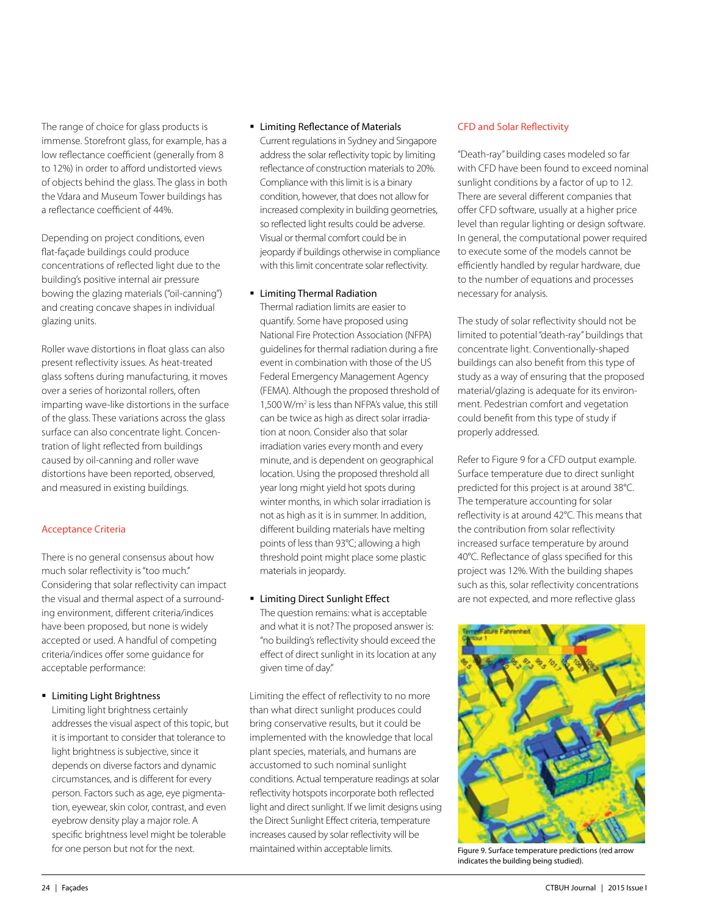The range of choice for glass products is immense. Storefront glass, for example, has a low reflectance coefficient (generally from 8 to 12%) in order to afford undistorted views of objects behind the glass. The glass in both the Vdara and Museum Tower buildings has a reflectance coefficient of 44%.

Depending on project conditions, even flat-façade buildings could produce concentrations of reflected light due to the building's positive internal air pressure bowing the glazing materials ("oil-canning") and creating concave shapes in individual glazing units.

Roller wave distortions in float glass can also present reflectivity issues. As heat-treated glass softens during manufacturing, it moves over a series of horizontal rollers, often imparting wave-like distortions in the surface of the glass. These variations across the glass surface can also concentrate light. Concentration of light reflected from buildings caused by oil-canning and roller wave distortions have been reported, observed, and measured in existing buildings.

## Acceptance Criteria

There is no general consensus about how much solar reflectivity is "too much." Considering that solar reflectivity can impact the visual and thermal aspect of a surrounding environment, different criteria/indices have been proposed, but none is widely accepted or used. A handful of competing criteria/indices offer some guidance for acceptable performance:

- **Limiting Light Brightness**
  Limiting light brightness certainly addresses the visual aspect of this topic, but it is important to consider that tolerance to light brightness is subjective, since it depends on diverse factors and dynamic circumstances, and is different for every person. Factors such as age, eye pigmentation, eyewear, skin color, contrast, and even eyebrow density play a major role. A specific brightness level might be tolerable for one person but not for the next.

- **Limiting Reflectance of Materials**
  Current regulations in Sydney and Singapore address the solar reflectivity topic by limiting reflectance of construction materials to 20%. Compliance with this limit is is a binary condition, however, that does not allow for increased complexity in building geometries, so reflected light results could be adverse. Visual or thermal comfort could be in jeopardy if buildings otherwise in compliance with this limit concentrate solar reflectivity.

- **Limiting Thermal Radiation**
  Thermal radiation limits are easier to quantify. Some have proposed using National Fire Protection Association (NFPA) guidelines for thermal radiation during a fire event in combination with those of the US Federal Emergency Management Agency (FEMA). Although the proposed threshold of 1,500 W/m$^2$ is less than NFPA's value, this still can be twice as high as direct solar irradiation at noon. Consider also that solar irradiation varies every month and every minute, and is dependent on geographical location. Using the proposed threshold all year long might yield hot spots during winter months, in which solar irradiation is not as high as it is in summer. In addition, different building materials have melting points of less than 93°C; allowing a high threshold point might place some plastic materials in jeopardy.

- **Limiting Direct Sunlight Effect**
  The question remains: what is acceptable and what it is not? The proposed answer is: "no building's reflectivity should exceed the effect of direct sunlight in its location at any given time of day."

Limiting the effect of reflectivity to no more than what direct sunlight produces could bring conservative results, but it could be implemented with the knowledge that local plant species, materials, and humans are accustomed to such nominal sunlight conditions. Actual temperature readings at solar reflectivity hotspots incorporate both reflected light and direct sunlight. If we limit designs using the Direct Sunlight Effect criteria, temperature increases caused by solar reflectivity will be maintained within acceptable limits.

## CFD and Solar Reflectivity

"Death-ray" building cases modeled so far with CFD have been found to exceed nominal sunlight conditions by a factor of up to 12. There are several different companies that offer CFD software, usually at a higher price level than regular lighting or design software. In general, the computational power required to execute some of the models cannot be efficiently handled by regular hardware, due to the number of equations and processes necessary for analysis.

The study of solar reflectivity should not be limited to potential "death-ray" buildings that concentrate light. Conventionally-shaped buildings can also benefit from this type of study as a way of ensuring that the proposed material/glazing is adequate for its environment. Pedestrian comfort and vegetation could benefit from this type of study if properly addressed.

Refer to Figure 9 for a CFD output example. Surface temperature due to direct sunlight predicted for this project is at around 38°C. The temperature accounting for solar reflectivity is at around 42°C. This means that the contribution from solar reflectivity increased surface temperature by around 40°C. Reflectance of glass specified for this project was 12%. With the building shapes such as this, solar reflectivity concentrations are not expected, and more reflective glass

Figure 9. Surface temperature predictions (red arrow indicates the building being studied).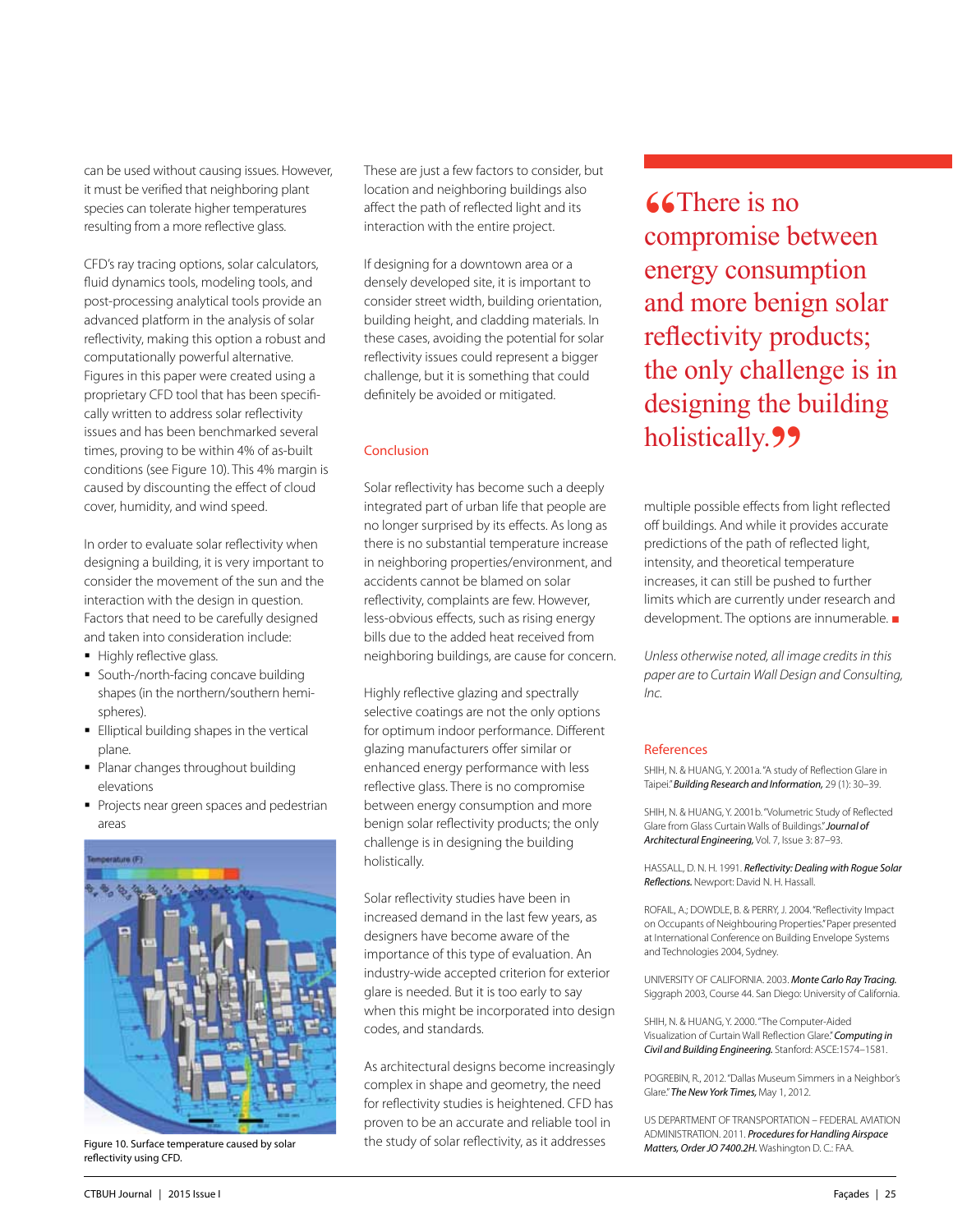can be used without causing issues. However, it must be verified that neighboring plant species can tolerate higher temperatures resulting from a more reflective glass.

CFD's ray tracing options, solar calculators, fluid dynamics tools, modeling tools, and post-processing analytical tools provide an advanced platform in the analysis of solar reflectivity, making this option a robust and computationally powerful alternative. Figures in this paper were created using a proprietary CFD tool that has been specifically written to address solar reflectivity issues and has been benchmarked several times, proving to be within 4% of as-built conditions (see Figure 10). This 4% margin is caused by discounting the effect of cloud cover, humidity, and wind speed.

In order to evaluate solar reflectivity when designing a building, it is very important to consider the movement of the sun and the interaction with the design in question. Factors that need to be carefully designed and taken into consideration include:

- Highly reflective glass.
- South-/north-facing concave building shapes (in the northern/southern hemispheres).
- Elliptical building shapes in the vertical plane.
- Planar changes throughout building elevations
- Projects near green spaces and pedestrian areas

Figure 10. Surface temperature caused by solar reflectivity using CFD.

These are just a few factors to consider, but location and neighboring buildings also affect the path of reflected light and its interaction with the entire project.

If designing for a downtown area or a densely developed site, it is important to consider street width, building orientation, building height, and cladding materials. In these cases, avoiding the potential for solar reflectivity issues could represent a bigger challenge, but it is something that could definitely be avoided or mitigated.

## Conclusion

Solar reflectivity has become such a deeply integrated part of urban life that people are no longer surprised by its effects. As long as there is no substantial temperature increase in neighboring properties/environment, and accidents cannot be blamed on solar reflectivity, complaints are few. However, less-obvious effects, such as rising energy bills due to the added heat received from neighboring buildings, are cause for concern.

Highly reflective glazing and spectrally selective coatings are not the only options for optimum indoor performance. Different glazing manufacturers offer similar or enhanced energy performance with less reflective glass. There is no compromise between energy consumption and more benign solar reflectivity products; the only challenge is in designing the building holistically.

Solar reflectivity studies have been in increased demand in the last few years, as designers have become aware of the importance of this type of evaluation. An industry-wide accepted criterion for exterior glare is needed. But it is too early to say when this might be incorporated into design codes, and standards.

As architectural designs become increasingly complex in shape and geometry, the need for reflectivity studies is heightened. CFD has proven to be an accurate and reliable tool in the study of solar reflectivity, as it addresses multiple possible effects from light reflected off buildings. And while it provides accurate predictions of the path of reflected light, intensity, and theoretical temperature increases, it can still be pushed to further limits which are currently under research and development. The options are innumerable. ■

> "There is no compromise between energy consumption and more benign solar reflectivity products; the only challenge is in designing the building holistically."

*Unless otherwise noted, all image credits in this paper are to Curtain Wall Design and Consulting, Inc.*

## References

SHIH, N. & HUANG, Y. 2001a. "A study of Reflection Glare in Taipei." ***Building Research and Information,*** 29 (1): 30–39.

SHIH, N. & HUANG, Y. 2001b. "Volumetric Study of Reflected Glare from Glass Curtain Walls of Buildings." ***Journal of Architectural Engineering,*** Vol. 7, Issue 3: 87–93.

HASSALL, D. N. H. 1991. ***Reflectivity: Dealing with Rogue Solar Reflections.*** Newport: David N. H. Hassall.

ROFAIL, A.; DOWDLE, B. & PERRY, J. 2004. "Reflectivity Impact on Occupants of Neighbouring Properties." Paper presented at International Conference on Building Envelope Systems and Technologies 2004, Sydney.

UNIVERSITY OF CALIFORNIA. 2003. ***Monte Carlo Ray Tracing.*** Siggraph 2003, Course 44. San Diego: University of California.

SHIH, N. & HUANG, Y. 2000. "The Computer-Aided Visualization of Curtain Wall Reflection Glare." ***Computing in Civil and Building Engineering.*** Stanford: ASCE:1574–1581.

POGREBIN, R., 2012. "Dallas Museum Simmers in a Neighbor's Glare." ***The New York Times,*** May 1, 2012.

US DEPARTMENT OF TRANSPORTATION – FEDERAL AVIATION ADMINISTRATION. 2011. ***Procedures for Handling Airspace Matters, Order JO 7400.2H.*** Washington D. C.: FAA.